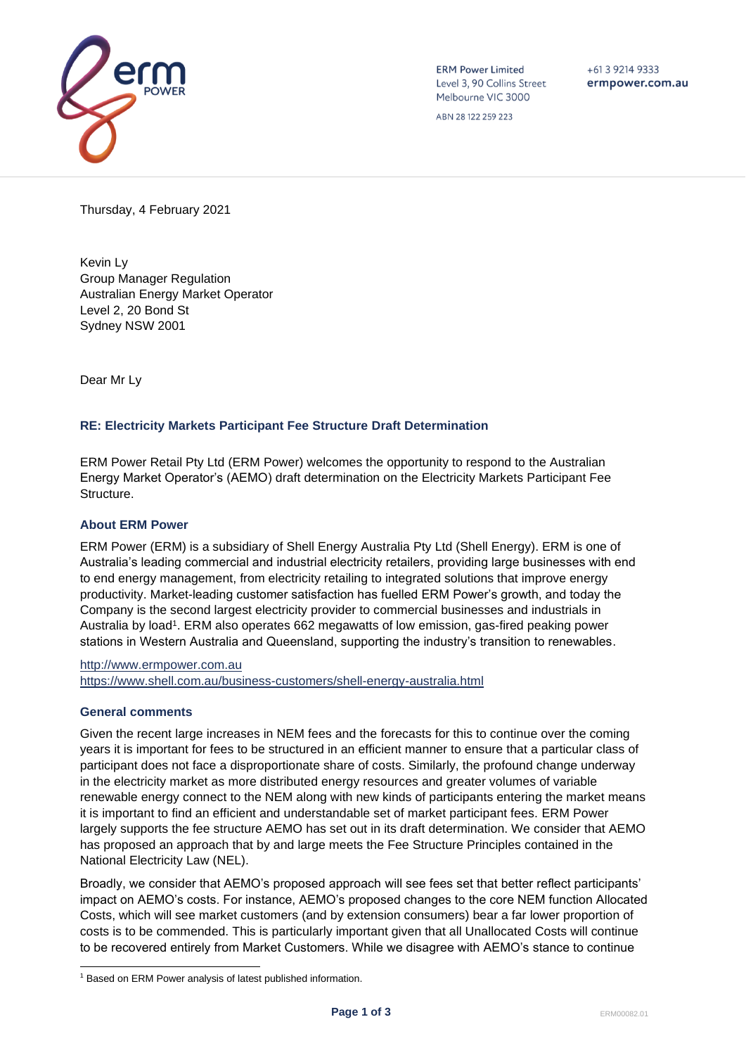ERM Power Limited
Level 3, 90 Collins Street
Melbourne VIC 3000

ABN 28 122 259 223

+61 3 9214 9333
ermpower.com.au

Thursday, 4 February 2021

Kevin Ly
Group Manager Regulation
Australian Energy Market Operator
Level 2, 20 Bond St
Sydney NSW 2001

Dear Mr Ly

### RE: Electricity Markets Participant Fee Structure Draft Determination

ERM Power Retail Pty Ltd (ERM Power) welcomes the opportunity to respond to the Australian Energy Market Operator's (AEMO) draft determination on the Electricity Markets Participant Fee Structure.

### About ERM Power

ERM Power (ERM) is a subsidiary of Shell Energy Australia Pty Ltd (Shell Energy). ERM is one of Australia's leading commercial and industrial electricity retailers, providing large businesses with end to end energy management, from electricity retailing to integrated solutions that improve energy productivity. Market-leading customer satisfaction has fuelled ERM Power's growth, and today the Company is the second largest electricity provider to commercial businesses and industrials in Australia by load[1]. ERM also operates 662 megawatts of low emission, gas-fired peaking power stations in Western Australia and Queensland, supporting the industry's transition to renewables.

http://www.ermpower.com.au
https://www.shell.com.au/business-customers/shell-energy-australia.html

### General comments

Given the recent large increases in NEM fees and the forecasts for this to continue over the coming years it is important for fees to be structured in an efficient manner to ensure that a particular class of participant does not face a disproportionate share of costs. Similarly, the profound change underway in the electricity market as more distributed energy resources and greater volumes of variable renewable energy connect to the NEM along with new kinds of participants entering the market means it is important to find an efficient and understandable set of market participant fees. ERM Power largely supports the fee structure AEMO has set out in its draft determination. We consider that AEMO has proposed an approach that by and large meets the Fee Structure Principles contained in the National Electricity Law (NEL).

Broadly, we consider that AEMO's proposed approach will see fees set that better reflect participants' impact on AEMO's costs. For instance, AEMO's proposed changes to the core NEM function Allocated Costs, which will see market customers (and by extension consumers) bear a far lower proportion of costs is to be commended. This is particularly important given that all Unallocated Costs will continue to be recovered entirely from Market Customers. While we disagree with AEMO's stance to continue

[1] Based on ERM Power analysis of latest published information.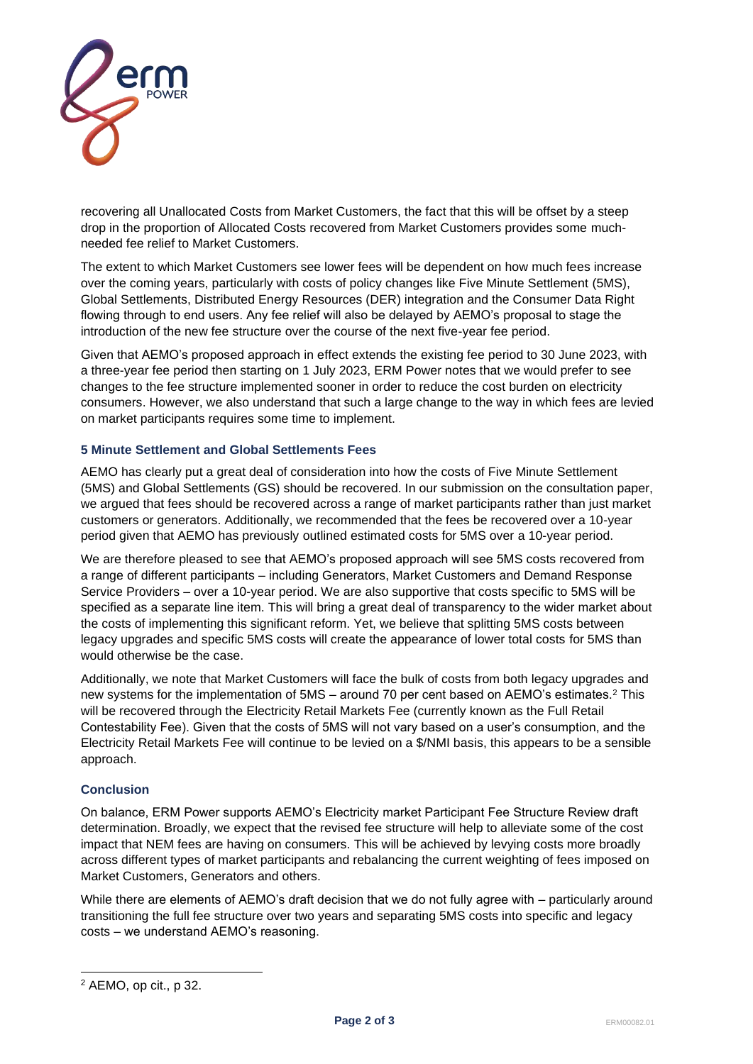recovering all Unallocated Costs from Market Customers, the fact that this will be offset by a steep drop in the proportion of Allocated Costs recovered from Market Customers provides some much-needed fee relief to Market Customers.

The extent to which Market Customers see lower fees will be dependent on how much fees increase over the coming years, particularly with costs of policy changes like Five Minute Settlement (5MS), Global Settlements, Distributed Energy Resources (DER) integration and the Consumer Data Right flowing through to end users. Any fee relief will also be delayed by AEMO's proposal to stage the introduction of the new fee structure over the course of the next five-year fee period.

Given that AEMO's proposed approach in effect extends the existing fee period to 30 June 2023, with a three-year fee period then starting on 1 July 2023, ERM Power notes that we would prefer to see changes to the fee structure implemented sooner in order to reduce the cost burden on electricity consumers. However, we also understand that such a large change to the way in which fees are levied on market participants requires some time to implement.

### 5 Minute Settlement and Global Settlements Fees

AEMO has clearly put a great deal of consideration into how the costs of Five Minute Settlement (5MS) and Global Settlements (GS) should be recovered. In our submission on the consultation paper, we argued that fees should be recovered across a range of market participants rather than just market customers or generators. Additionally, we recommended that the fees be recovered over a 10-year period given that AEMO has previously outlined estimated costs for 5MS over a 10-year period.

We are therefore pleased to see that AEMO's proposed approach will see 5MS costs recovered from a range of different participants – including Generators, Market Customers and Demand Response Service Providers – over a 10-year period. We are also supportive that costs specific to 5MS will be specified as a separate line item. This will bring a great deal of transparency to the wider market about the costs of implementing this significant reform. Yet, we believe that splitting 5MS costs between legacy upgrades and specific 5MS costs will create the appearance of lower total costs for 5MS than would otherwise be the case.

Additionally, we note that Market Customers will face the bulk of costs from both legacy upgrades and new systems for the implementation of 5MS – around 70 per cent based on AEMO's estimates.[2] This will be recovered through the Electricity Retail Markets Fee (currently known as the Full Retail Contestability Fee). Given that the costs of 5MS will not vary based on a user's consumption, and the Electricity Retail Markets Fee will continue to be levied on a $/NMI basis, this appears to be a sensible approach.

### Conclusion

On balance, ERM Power supports AEMO's Electricity market Participant Fee Structure Review draft determination. Broadly, we expect that the revised fee structure will help to alleviate some of the cost impact that NEM fees are having on consumers. This will be achieved by levying costs more broadly across different types of market participants and rebalancing the current weighting of fees imposed on Market Customers, Generators and others.

While there are elements of AEMO's draft decision that we do not fully agree with – particularly around transitioning the full fee structure over two years and separating 5MS costs into specific and legacy costs – we understand AEMO's reasoning.

---

[2] AEMO, op cit., p 32.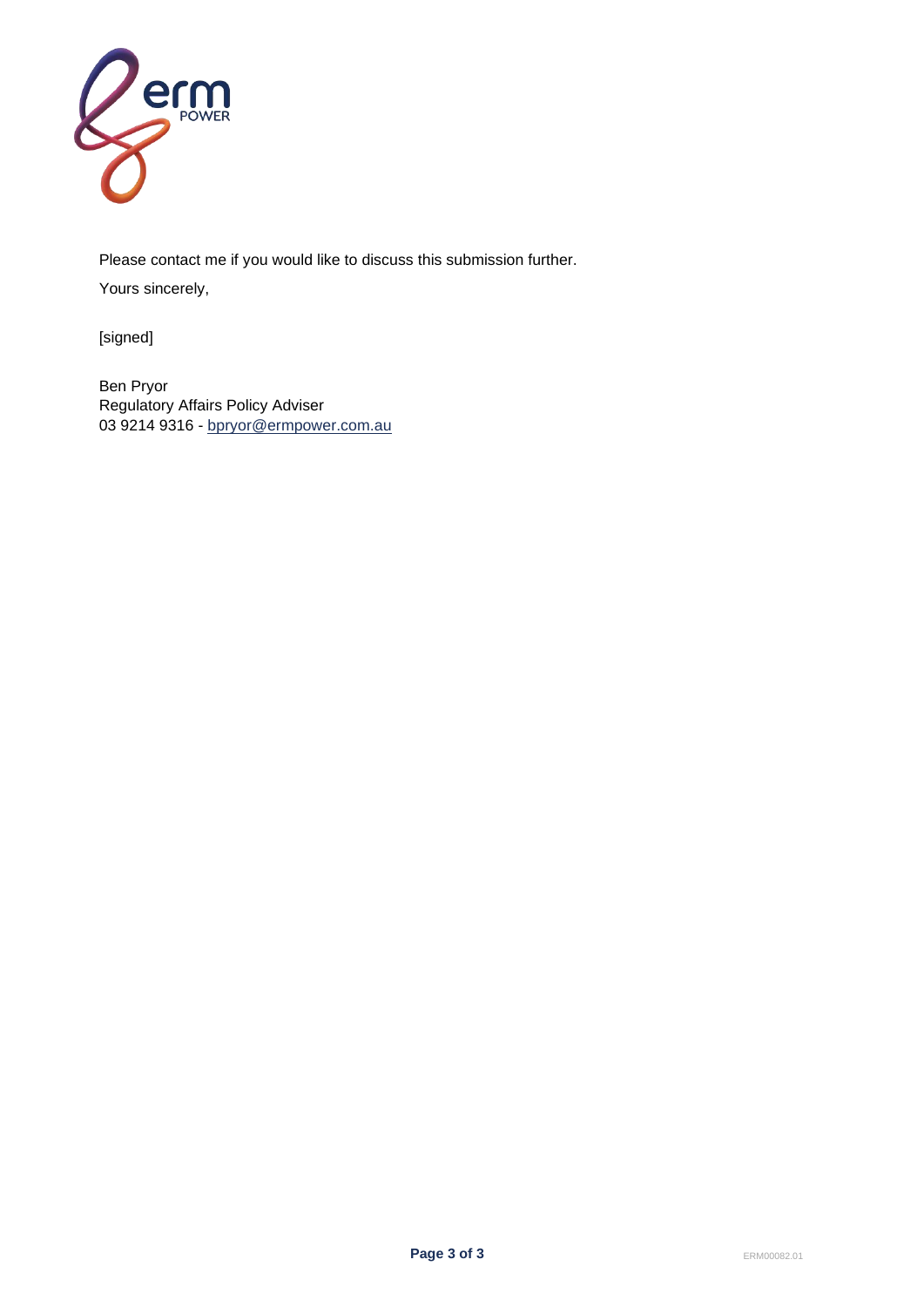Please contact me if you would like to discuss this submission further.

Yours sincerely,

[signed]

Ben Pryor
Regulatory Affairs Policy Adviser
03 9214 9316 - bpryor@ermpower.com.au